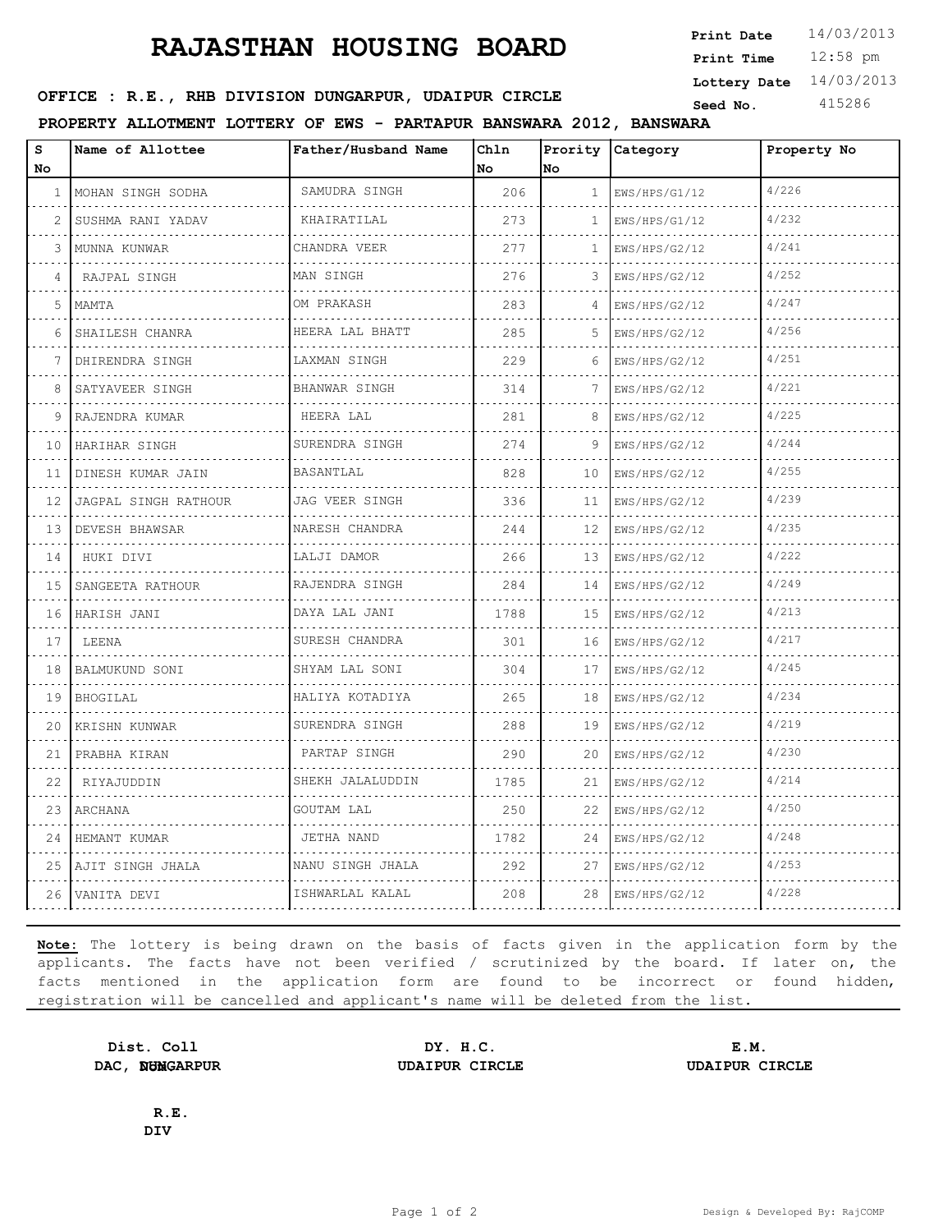# RAJASTHAN HOUSING BOARD

**Print Date** 14/03/2013
**Print Time** 12:58 pm
**Lottery Date** 14/03/2013
**Seed No.** 415286

**OFFICE : R.E., RHB DIVISION DUNGARPUR, UDAIPUR CIRCLE**

**PROPERTY ALLOTMENT LOTTERY OF EWS - PARTAPUR BANSWARA 2012, BANSWARA**

| S No | Name of Allottee | Father/Husband Name | Chln No | Prority No | Category | Property No |
|---|---|---|---|---|---|---|
| 1 | MOHAN SINGH SODHA | SAMUDRA SINGH | 206 | 1 | EWS/HPS/G1/12 | 4/226 |
| 2 | SUSHMA RANI YADAV | KHAIRATILAL | 273 | 1 | EWS/HPS/G1/12 | 4/232 |
| 3 | MUNNA KUNWAR | CHANDRA VEER | 277 | 1 | EWS/HPS/G2/12 | 4/241 |
| 4 | RAJPAL SINGH | MAN SINGH | 276 | 3 | EWS/HPS/G2/12 | 4/252 |
| 5 | MAMTA | OM PRAKASH | 283 | 4 | EWS/HPS/G2/12 | 4/247 |
| 6 | SHAILESH CHANRA | HEERA LAL BHATT | 285 | 5 | EWS/HPS/G2/12 | 4/256 |
| 7 | DHIRENDRA SINGH | LAXMAN SINGH | 229 | 6 | EWS/HPS/G2/12 | 4/251 |
| 8 | SATYAVEER SINGH | BHANWAR SINGH | 314 | 7 | EWS/HPS/G2/12 | 4/221 |
| 9 | RAJENDRA KUMAR | HEERA LAL | 281 | 8 | EWS/HPS/G2/12 | 4/225 |
| 10 | HARIHAR SINGH | SURENDRA SINGH | 274 | 9 | EWS/HPS/G2/12 | 4/244 |
| 11 | DINESH KUMAR JAIN | BASANTLAL | 828 | 10 | EWS/HPS/G2/12 | 4/255 |
| 12 | JAGPAL SINGH RATHOUR | JAG VEER SINGH | 336 | 11 | EWS/HPS/G2/12 | 4/239 |
| 13 | DEVESH BHAWSAR | NARESH CHANDRA | 244 | 12 | EWS/HPS/G2/12 | 4/235 |
| 14 | HUKI DIVI | LALJI DAMOR | 266 | 13 | EWS/HPS/G2/12 | 4/222 |
| 15 | SANGEETA RATHOUR | RAJENDRA SINGH | 284 | 14 | EWS/HPS/G2/12 | 4/249 |
| 16 | HARISH JANI | DAYA LAL JANI | 1788 | 15 | EWS/HPS/G2/12 | 4/213 |
| 17 | LEENA | SURESH CHANDRA | 301 | 16 | EWS/HPS/G2/12 | 4/217 |
| 18 | BALMUKUND SONI | SHYAM LAL SONI | 304 | 17 | EWS/HPS/G2/12 | 4/245 |
| 19 | BHOGILAL | HALIYA KOTADIYA | 265 | 18 | EWS/HPS/G2/12 | 4/234 |
| 20 | KRISHN KUNWAR | SURENDRA SINGH | 288 | 19 | EWS/HPS/G2/12 | 4/219 |
| 21 | PRABHA KIRAN | PARTAP SINGH | 290 | 20 | EWS/HPS/G2/12 | 4/230 |
| 22 | RIYAJUDDIN | SHEKH JALALUDDIN | 1785 | 21 | EWS/HPS/G2/12 | 4/214 |
| 23 | ARCHANA | GOUTAM LAL | 250 | 22 | EWS/HPS/G2/12 | 4/250 |
| 24 | HEMANT KUMAR | JETHA NAND | 1782 | 24 | EWS/HPS/G2/12 | 4/248 |
| 25 | AJIT SINGH JHALA | NANU SINGH JHALA | 292 | 27 | EWS/HPS/G2/12 | 4/253 |
| 26 | VANITA DEVI | ISHWARLAL KALAL | 208 | 28 | EWS/HPS/G2/12 | 4/228 |

**Note:** The lottery is being drawn on the basis of facts given in the application form by the applicants. The facts have not been verified / scrutinized by the board. If later on, the facts mentioned in the application form are found to be incorrect or found hidden, registration will be cancelled and applicant's name will be deleted from the list.

**Dist. Coll**
**DAC, DUNGARPUR**

**DY. H.C.**
**UDAIPUR CIRCLE**

**E.M.**
**UDAIPUR CIRCLE**

**R.E.**
**DIV**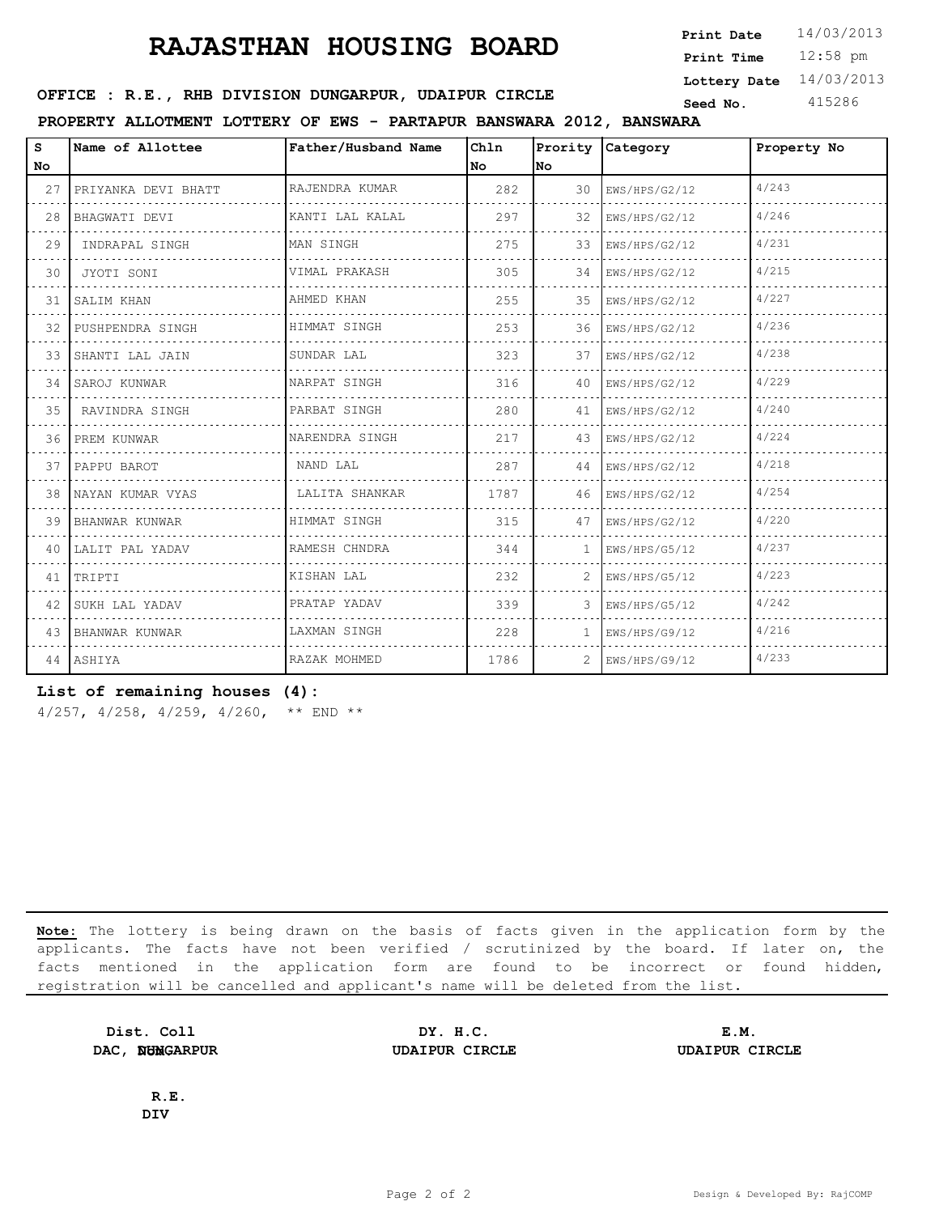# RAJASTHAN HOUSING BOARD

**Print Date** 14/03/2013
**Print Time** 12:58 pm
**Lottery Date** 14/03/2013
**Seed No.** 415286

**OFFICE : R.E., RHB DIVISION DUNGARPUR, UDAIPUR CIRCLE**

**PROPERTY ALLOTMENT LOTTERY OF EWS - PARTAPUR BANSWARA 2012, BANSWARA**

| S No | Name of Allottee | Father/Husband Name | Chln No | Prority No | Category | Property No |
|---|---|---|---|---|---|---|
| 27 | PRIYANKA DEVI BHATT | RAJENDRA KUMAR | 282 | 30 | EWS/HPS/G2/12 | 4/243 |
| 28 | BHAGWATI DEVI | KANTI LAL KALAL | 297 | 32 | EWS/HPS/G2/12 | 4/246 |
| 29 | INDRAPAL SINGH | MAN SINGH | 275 | 33 | EWS/HPS/G2/12 | 4/231 |
| 30 | JYOTI SONI | VIMAL PRAKASH | 305 | 34 | EWS/HPS/G2/12 | 4/215 |
| 31 | SALIM KHAN | AHMED KHAN | 255 | 35 | EWS/HPS/G2/12 | 4/227 |
| 32 | PUSHPENDRA SINGH | HIMMAT SINGH | 253 | 36 | EWS/HPS/G2/12 | 4/236 |
| 33 | SHANTI LAL JAIN | SUNDAR LAL | 323 | 37 | EWS/HPS/G2/12 | 4/238 |
| 34 | SAROJ KUNWAR | NARPAT SINGH | 316 | 40 | EWS/HPS/G2/12 | 4/229 |
| 35 | RAVINDRA SINGH | PARBAT SINGH | 280 | 41 | EWS/HPS/G2/12 | 4/240 |
| 36 | PREM KUNWAR | NARENDRA SINGH | 217 | 43 | EWS/HPS/G2/12 | 4/224 |
| 37 | PAPPU BAROT | NAND LAL | 287 | 44 | EWS/HPS/G2/12 | 4/218 |
| 38 | NAYAN KUMAR VYAS | LALITA SHANKAR | 1787 | 46 | EWS/HPS/G2/12 | 4/254 |
| 39 | BHANWAR KUNWAR | HIMMAT SINGH | 315 | 47 | EWS/HPS/G2/12 | 4/220 |
| 40 | LALIT PAL YADAV | RAMESH CHNDRA | 344 | 1 | EWS/HPS/G5/12 | 4/237 |
| 41 | TRIPTI | KISHAN LAL | 232 | 2 | EWS/HPS/G5/12 | 4/223 |
| 42 | SUKH LAL YADAV | PRATAP YADAV | 339 | 3 | EWS/HPS/G5/12 | 4/242 |
| 43 | BHANWAR KUNWAR | LAXMAN SINGH | 228 | 1 | EWS/HPS/G9/12 | 4/216 |
| 44 | ASHIYA | RAZAK MOHMED | 1786 | 2 | EWS/HPS/G9/12 | 4/233 |

**List of remaining houses (4):**

4/257, 4/258, 4/259, 4/260, ** END **

**Note:** The lottery is being drawn on the basis of facts given in the application form by the applicants. The facts have not been verified / scrutinized by the board. If later on, the facts mentioned in the application form are found to be incorrect or found hidden, registration will be cancelled and applicant's name will be deleted from the list.

**Dist. Coll**
**DAC, DUNGARPUR**

**DY. H.C.**
**UDAIPUR CIRCLE**

**E.M.**
**UDAIPUR CIRCLE**

**R.E.**
**DIV**

Design & Developed By: RajCOMP